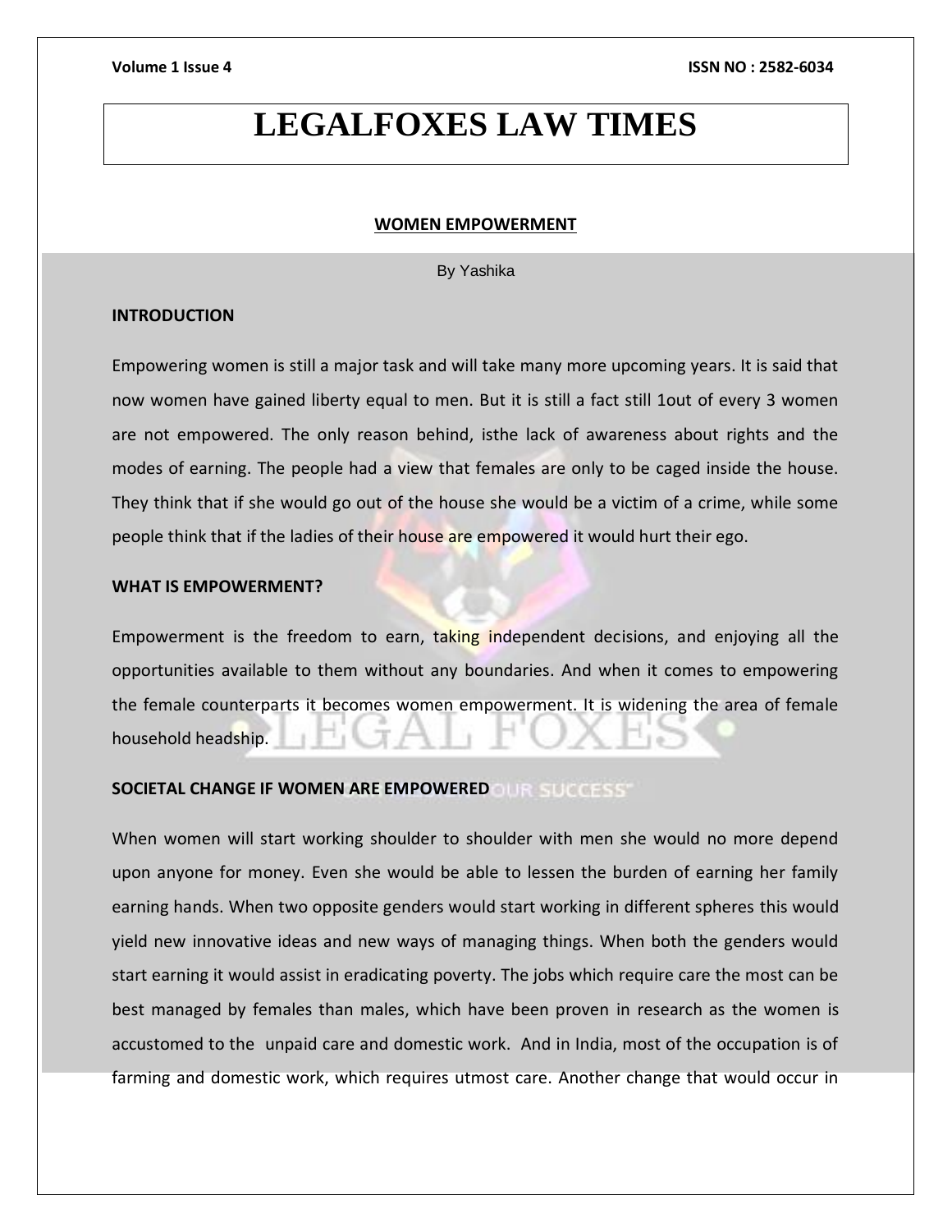# LEGALFOXES LAW TIMES

## WOMEN EMPOWERMENT

By Yashika

### INTRODUCTION

Empowering women is still a major task and will take many more upcoming years. It is said that now women have gained liberty equal to men. But it is still a fact still 1out of every 3 women are not empowered. The only reason behind, isthe lack of awareness about rights and the modes of earning. The people had a view that females are only to be caged inside the house. They think that if she would go out of the house she would be a victim of a crime, while some people think that if the ladies of their house are empowered it would hurt their ego.

### WHAT IS EMPOWERMENT?

Empowerment is the freedom to earn, taking independent decisions, and enjoying all the opportunities available to them without any boundaries. And when it comes to empowering the female counterparts it becomes women empowerment. It is widening the area of female household headship.

### SOCIETAL CHANGE IF WOMEN ARE EMPOWERED

When women will start working shoulder to shoulder with men she would no more depend upon anyone for money. Even she would be able to lessen the burden of earning her family earning hands. When two opposite genders would start working in different spheres this would yield new innovative ideas and new ways of managing things. When both the genders would start earning it would assist in eradicating poverty. The jobs which require care the most can be best managed by females than males, which have been proven in research as the women is accustomed to the unpaid care and domestic work. And in India, most of the occupation is of farming and domestic work, which requires utmost care. Another change that would occur in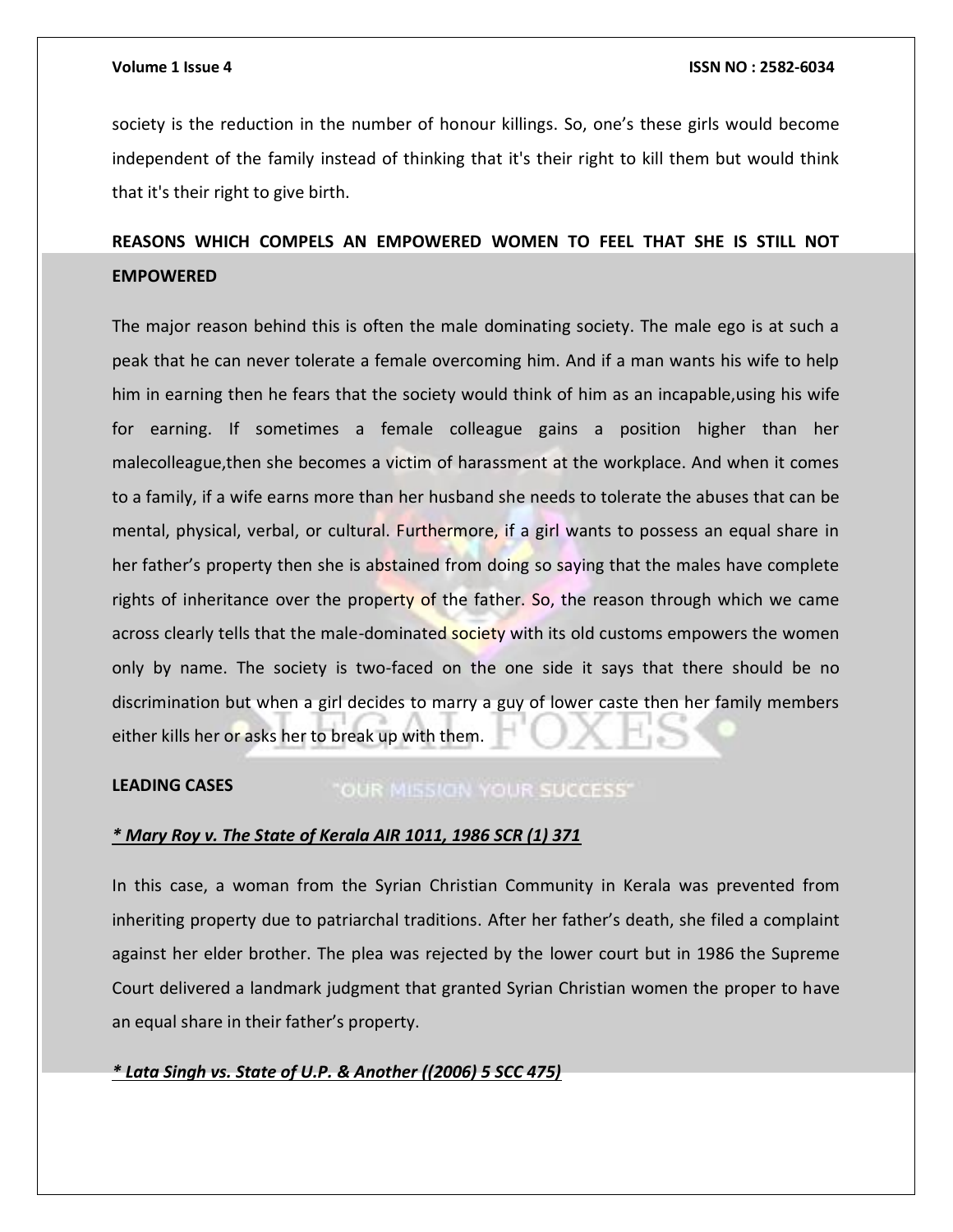society is the reduction in the number of honour killings. So, one's these girls would become independent of the family instead of thinking that it's their right to kill them but would think that it's their right to give birth.

## REASONS WHICH COMPELS AN EMPOWERED WOMEN TO FEEL THAT SHE IS STILL NOT EMPOWERED

The major reason behind this is often the male dominating society. The male ego is at such a peak that he can never tolerate a female overcoming him. And if a man wants his wife to help him in earning then he fears that the society would think of him as an incapable,using his wife for earning. If sometimes a female colleague gains a position higher than her malecolleague,then she becomes a victim of harassment at the workplace. And when it comes to a family, if a wife earns more than her husband she needs to tolerate the abuses that can be mental, physical, verbal, or cultural. Furthermore, if a girl wants to possess an equal share in her father's property then she is abstained from doing so saying that the males have complete rights of inheritance over the property of the father. So, the reason through which we came across clearly tells that the male-dominated society with its old customs empowers the women only by name. The society is two-faced on the one side it says that there should be no discrimination but when a girl decides to marry a guy of lower caste then her family members either kills her or asks her to break up with them.

## LEADING CASES

***\* Mary Roy v. The State of Kerala AIR 1011, 1986 SCR (1) 371***

In this case, a woman from the Syrian Christian Community in Kerala was prevented from inheriting property due to patriarchal traditions. After her father's death, she filed a complaint against her elder brother. The plea was rejected by the lower court but in 1986 the Supreme Court delivered a landmark judgment that granted Syrian Christian women the proper to have an equal share in their father's property.

***\* Lata Singh vs. State of U.P. & Another ((2006) 5 SCC 475)***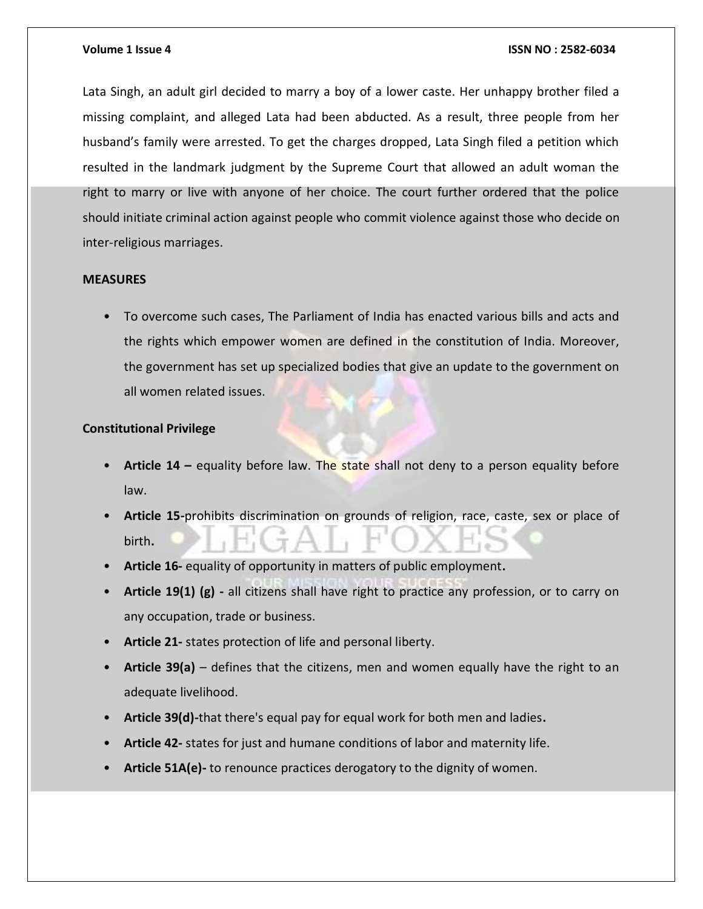Lata Singh, an adult girl decided to marry a boy of a lower caste. Her unhappy brother filed a missing complaint, and alleged Lata had been abducted. As a result, three people from her husband's family were arrested. To get the charges dropped, Lata Singh filed a petition which resulted in the landmark judgment by the Supreme Court that allowed an adult woman the right to marry or live with anyone of her choice. The court further ordered that the police should initiate criminal action against people who commit violence against those who decide on inter-religious marriages.

**MEASURES**

- To overcome such cases, The Parliament of India has enacted various bills and acts and the rights which empower women are defined in the constitution of India. Moreover, the government has set up specialized bodies that give an update to the government on all women related issues.

**Constitutional Privilege**

- **Article 14 –** equality before law. The state shall not deny to a person equality before law.
- **Article 15-**prohibits discrimination on grounds of religion, race, caste, sex or place of birth**.**
- **Article 16-** equality of opportunity in matters of public employment**.**
- **Article 19(1) (g) -** all citizens shall have right to practice any profession, or to carry on any occupation, trade or business.
- **Article 21-** states protection of life and personal liberty.
- **Article 39(a)** – defines that the citizens, men and women equally have the right to an adequate livelihood.
- **Article 39(d)-**that there's equal pay for equal work for both men and ladies**.**
- **Article 42-** states for just and humane conditions of labor and maternity life.
- **Article 51A(e)-** to renounce practices derogatory to the dignity of women.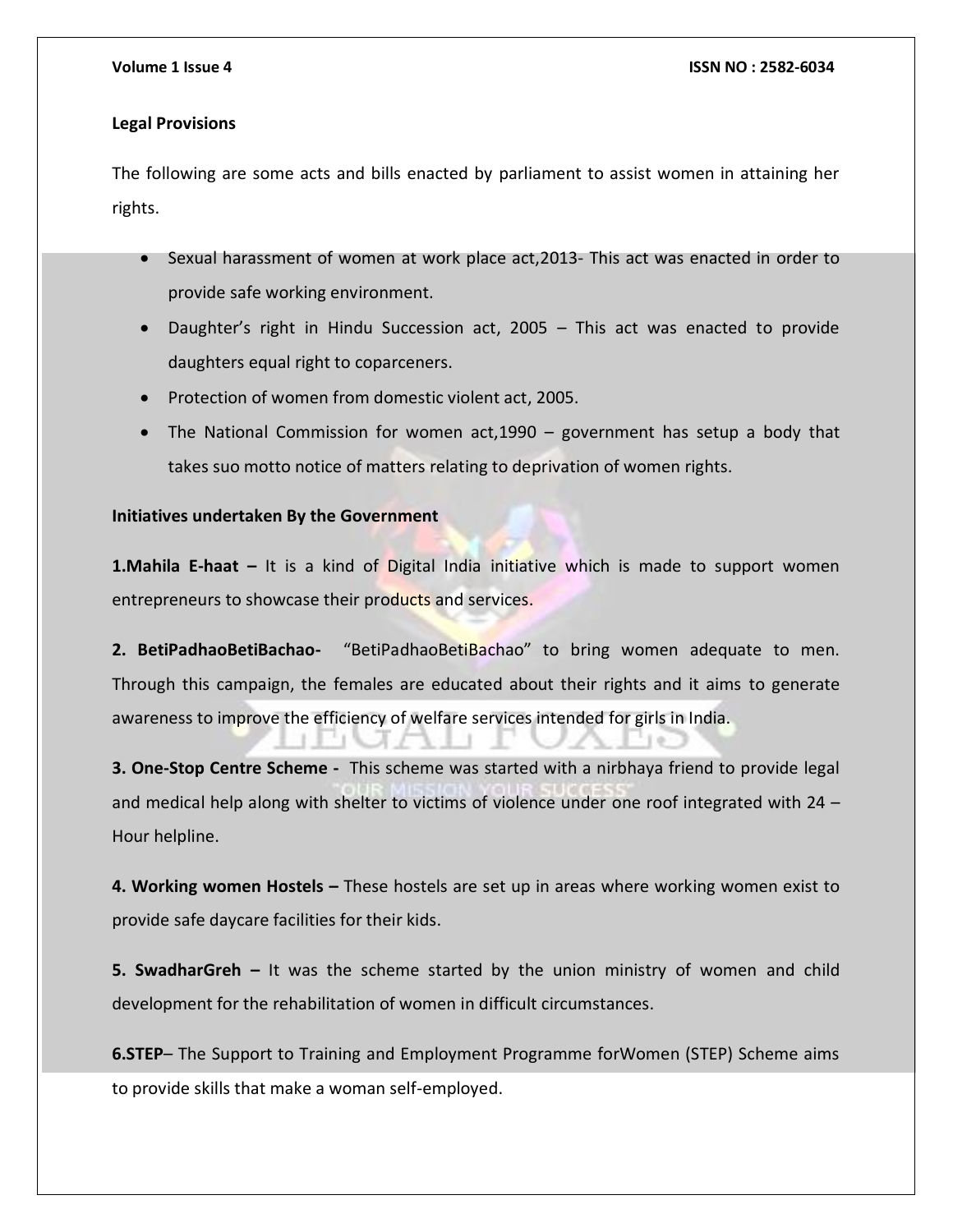**Legal Provisions**

The following are some acts and bills enacted by parliament to assist women in attaining her rights.

- Sexual harassment of women at work place act,2013- This act was enacted in order to provide safe working environment.
- Daughter's right in Hindu Succession act, 2005 – This act was enacted to provide daughters equal right to coparceners.
- Protection of women from domestic violent act, 2005.
- The National Commission for women act,1990 – government has setup a body that takes suo motto notice of matters relating to deprivation of women rights.

**Initiatives undertaken By the Government**

**1.Mahila E-haat –** It is a kind of Digital India initiative which is made to support women entrepreneurs to showcase their products and services.

**2. BetiPadhaoBetiBachao-** "BetiPadhaoBetiBachao" to bring women adequate to men. Through this campaign, the females are educated about their rights and it aims to generate awareness to improve the efficiency of welfare services intended for girls in India.

**3. One-Stop Centre Scheme -** This scheme was started with a nirbhaya friend to provide legal and medical help along with shelter to victims of violence under one roof integrated with 24 – Hour helpline.

**4. Working women Hostels –** These hostels are set up in areas where working women exist to provide safe daycare facilities for their kids.

**5. SwadharGreh –** It was the scheme started by the union ministry of women and child development for the rehabilitation of women in difficult circumstances.

**6.STEP**– The Support to Training and Employment Programme forWomen (STEP) Scheme aims to provide skills that make a woman self-employed.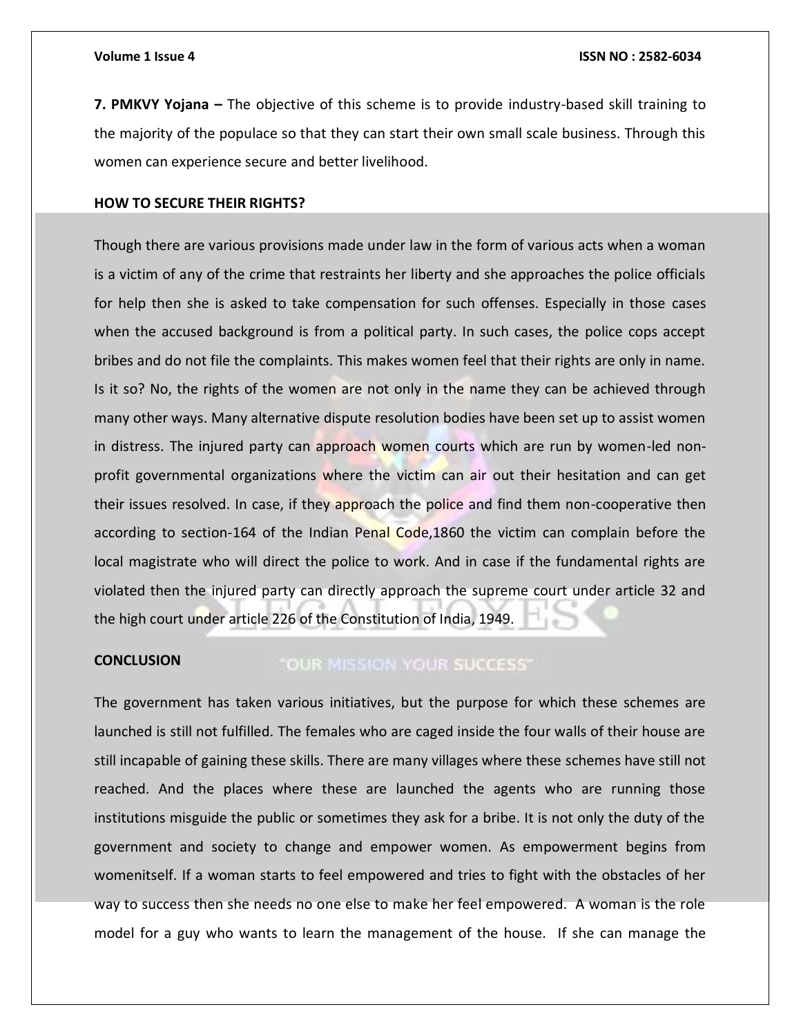**7. PMKVY Yojana –** The objective of this scheme is to provide industry-based skill training to the majority of the populace so that they can start their own small scale business. Through this women can experience secure and better livelihood.

**HOW TO SECURE THEIR RIGHTS?**

Though there are various provisions made under law in the form of various acts when a woman is a victim of any of the crime that restraints her liberty and she approaches the police officials for help then she is asked to take compensation for such offenses. Especially in those cases when the accused background is from a political party. In such cases, the police cops accept bribes and do not file the complaints. This makes women feel that their rights are only in name. Is it so? No, the rights of the women are not only in the name they can be achieved through many other ways. Many alternative dispute resolution bodies have been set up to assist women in distress. The injured party can approach women courts which are run by women-led non-profit governmental organizations where the victim can air out their hesitation and can get their issues resolved. In case, if they approach the police and find them non-cooperative then according to section-164 of the Indian Penal Code,1860 the victim can complain before the local magistrate who will direct the police to work. And in case if the fundamental rights are violated then the injured party can directly approach the supreme court under article 32 and the high court under article 226 of the Constitution of India, 1949.

**CONCLUSION**

The government has taken various initiatives, but the purpose for which these schemes are launched is still not fulfilled. The females who are caged inside the four walls of their house are still incapable of gaining these skills. There are many villages where these schemes have still not reached. And the places where these are launched the agents who are running those institutions misguide the public or sometimes they ask for a bribe. It is not only the duty of the government and society to change and empower women. As empowerment begins from womenitself. If a woman starts to feel empowered and tries to fight with the obstacles of her way to success then she needs no one else to make her feel empowered. A woman is the role model for a guy who wants to learn the management of the house. If she can manage the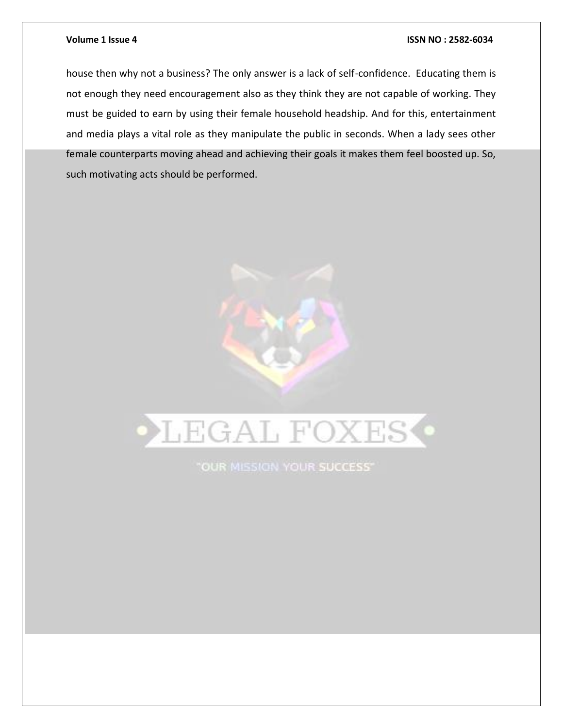house then why not a business? The only answer is a lack of self-confidence. Educating them is not enough they need encouragement also as they think they are not capable of working. They must be guided to earn by using their female household headship. And for this, entertainment and media plays a vital role as they manipulate the public in seconds. When a lady sees other female counterparts moving ahead and achieving their goals it makes them feel boosted up. So, such motivating acts should be performed.